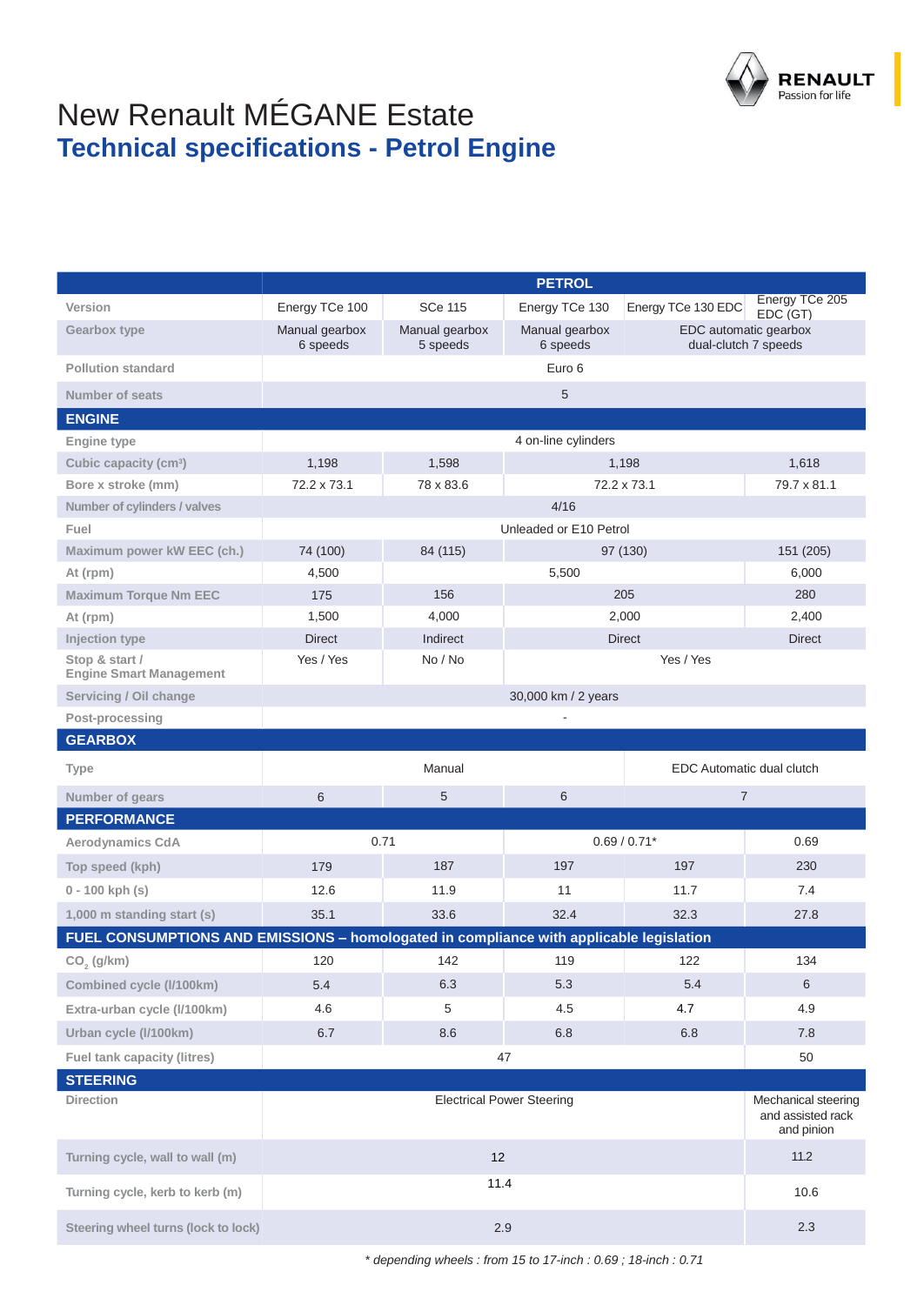# New Renault MÉGANE Estate

## Technical specifications - Petrol Engine

| | PETROL | | | | |
|---|---|---|---|---|---|
| Version | Energy TCe 100 | SCe 115 | Energy TCe 130 | Energy TCe 130 EDC | Energy TCe 205 EDC (GT) |
| Gearbox type | Manual gearbox 6 speeds | Manual gearbox 5 speeds | Manual gearbox 6 speeds | EDC automatic gearbox dual-clutch 7 speeds | |
| Pollution standard | Euro 6 | | | | |
| Number of seats | 5 | | | | |
| **ENGINE** | | | | | |
| Engine type | 4 on-line cylinders | | | | |
| Cubic capacity (cm³) | 1,198 | 1,598 | 1,198 | | 1,618 |
| Bore x stroke (mm) | 72.2 x 73.1 | 78 x 83.6 | 72.2 x 73.1 | | 79.7 x 81.1 |
| Number of cylinders / valves | 4/16 | | | | |
| Fuel | Unleaded or E10 Petrol | | | | |
| Maximum power kW EEC (ch.) | 74 (100) | 84 (115) | 97 (130) | | 151 (205) |
| At (rpm) | 4,500 | 5,500 | | | 6,000 |
| Maximum Torque Nm EEC | 175 | 156 | 205 | | 280 |
| At (rpm) | 1,500 | 4,000 | 2,000 | | 2,400 |
| Injection type | Direct | Indirect | Direct | | Direct |
| Stop & start / Engine Smart Management | Yes / Yes | No / No | Yes / Yes | | |
| Servicing / Oil change | 30,000 km / 2 years | | | | |
| Post-processing | - | | | | |
| **GEARBOX** | | | | | |
| Type | Manual | | | EDC Automatic dual clutch | |
| Number of gears | 6 | 5 | 6 | 7 | |
| **PERFORMANCE** | | | | | |
| Aerodynamics CdA | 0.71 | | 0.69 / 0.71* | | 0.69 |
| Top speed (kph) | 179 | 187 | 197 | 197 | 230 |
| 0 - 100 kph (s) | 12.6 | 11.9 | 11 | 11.7 | 7.4 |
| 1,000 m standing start (s) | 35.1 | 33.6 | 32.4 | 32.3 | 27.8 |
| **FUEL CONSUMPTIONS AND EMISSIONS – homologated in compliance with applicable legislation** | | | | | |
| $CO_2$ (g/km) | 120 | 142 | 119 | 122 | 134 |
| Combined cycle (l/100km) | 5.4 | 6.3 | 5.3 | 5.4 | 6 |
| Extra-urban cycle (l/100km) | 4.6 | 5 | 4.5 | 4.7 | 4.9 |
| Urban cycle (l/100km) | 6.7 | 8.6 | 6.8 | 6.8 | 7.8 |
| Fuel tank capacity (litres) | 47 | | | | 50 |
| **STEERING** | | | | | |
| Direction | Electrical Power Steering | | | | Mechanical steering and assisted rack and pinion |
| Turning cycle, wall to wall (m) | 12 | | | | 11.2 |
| Turning cycle, kerb to kerb (m) | 11.4 | | | | 10.6 |
| Steering wheel turns (lock to lock) | 2.9 | | | | 2.3 |

*\* depending wheels : from 15 to 17-inch : 0.69 ; 18-inch : 0.71*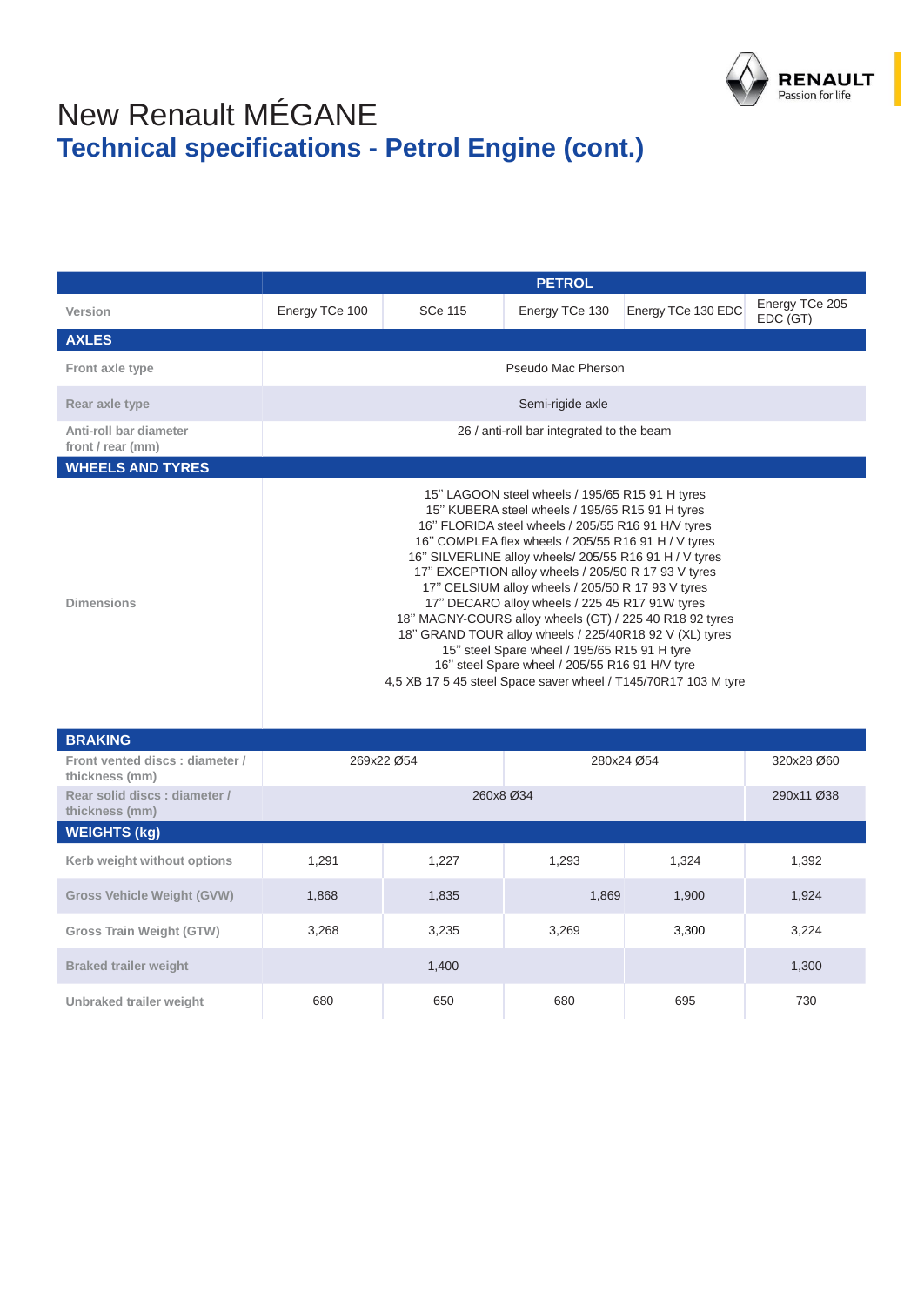# New Renault MÉGANE

## Technical specifications - Petrol Engine (cont.)

| | PETROL | | | | |
|---|---|---|---|---|---|
| Version | Energy TCe 100 | SCe 115 | Energy TCe 130 | Energy TCe 130 EDC | Energy TCe 205 EDC (GT) |
| **AXLES** | | | | | |
| Front axle type | Pseudo Mac Pherson | | | | |
| Rear axle type | Semi-rigide axle | | | | |
| Anti-roll bar diameter front / rear (mm) | 26 / anti-roll bar integrated to the beam | | | | |
| **WHEELS AND TYRES** | | | | | |
| Dimensions | 15'' LAGOON steel wheels / 195/65 R15 91 H tyres<br>15'' KUBERA steel wheels / 195/65 R15 91 H tyres<br>16'' FLORIDA steel wheels / 205/55 R16 91 H/V tyres<br>16'' COMPLEA flex wheels / 205/55 R16 91 H / V tyres<br>16'' SILVERLINE alloy wheels/ 205/55 R16 91 H / V tyres<br>17'' EXCEPTION alloy wheels / 205/50 R 17 93 V tyres<br>17'' CELSIUM alloy wheels / 205/50 R 17 93 V tyres<br>17'' DECARO alloy wheels / 225 45 R17 91W tyres<br>18'' MAGNY-COURS alloy wheels (GT) / 225 40 R18 92 tyres<br>18'' GRAND TOUR alloy wheels / 225/40R18 92 V (XL) tyres<br>15'' steel Spare wheel / 195/65 R15 91 H tyre<br>16'' steel Spare wheel / 205/55 R16 91 H/V tyre<br>4,5 XB 17 5 45 steel Space saver wheel / T145/70R17 103 M tyre | | | | |
| **BRAKING** | | | | | |
| Front vented discs : diameter / thickness (mm) | 269x22 Ø54 | | 280x24 Ø54 | | 320x28 Ø60 |
| Rear solid discs : diameter / thickness (mm) | 260x8 Ø34 | | | | 290x11 Ø38 |
| **WEIGHTS (kg)** | | | | | |
| Kerb weight without options | 1,291 | 1,227 | 1,293 | 1,324 | 1,392 |
| Gross Vehicle Weight (GVW) | 1,868 | 1,835 | 1,869 | 1,900 | 1,924 |
| Gross Train Weight (GTW) | 3,268 | 3,235 | 3,269 | 3,300 | 3,224 |
| Braked trailer weight | 1,400 | | | | 1,300 |
| Unbraked trailer weight | 680 | 650 | 680 | 695 | 730 |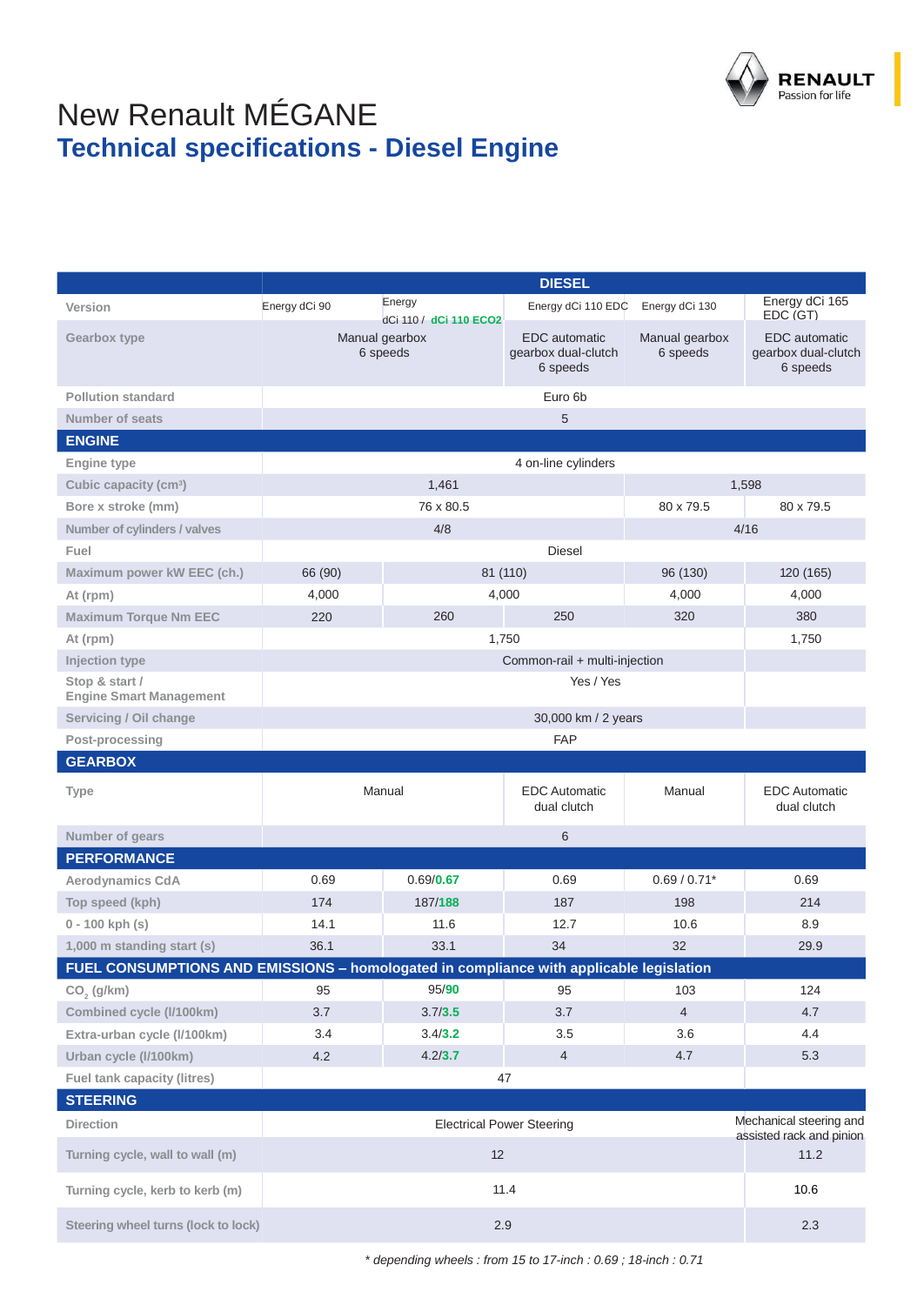# New Renault MÉGANE

## Technical specifications - Diesel Engine

| | DIESEL | | | | |
|---|---|---|---|---|---|
| Version | Energy dCi 90 | Energy dCi 110 / dCi 110 ECO2 | Energy dCi 110 EDC | Energy dCi 130 | Energy dCi 165 EDC (GT) |
| Gearbox type | Manual gearbox 6 speeds | | EDC automatic gearbox dual-clutch 6 speeds | Manual gearbox 6 speeds | EDC automatic gearbox dual-clutch 6 speeds |
| Pollution standard | Euro 6b | | | | |
| Number of seats | 5 | | | | |
| **ENGINE** | | | | | |
| Engine type | 4 on-line cylinders | | | | |
| Cubic capacity (cm³) | 1,461 | | | 1,598 | |
| Bore x stroke (mm) | 76 x 80.5 | | | 80 x 79.5 | 80 x 79.5 |
| Number of cylinders / valves | 4/8 | | | 4/16 | |
| Fuel | Diesel | | | | |
| Maximum power kW EEC (ch.) | 66 (90) | 81 (110) | | 96 (130) | 120 (165) |
| At (rpm) | 4,000 | 4,000 | | 4,000 | 4,000 |
| Maximum Torque Nm EEC | 220 | 260 | 250 | 320 | 380 |
| At (rpm) | 1,750 | | | | 1,750 |
| Injection type | Common-rail + multi-injection | | | | |
| Stop & start / Engine Smart Management | Yes / Yes | | | | |
| Servicing / Oil change | 30,000 km / 2 years | | | | |
| Post-processing | FAP | | | | |
| **GEARBOX** | | | | | |
| Type | Manual | | EDC Automatic dual clutch | Manual | EDC Automatic dual clutch |
| Number of gears | 6 | | | | |
| **PERFORMANCE** | | | | | |
| Aerodynamics CdA | 0.69 | 0.69/0.67 | 0.69 | 0.69 / 0.71* | 0.69 |
| Top speed (kph) | 174 | 187/188 | 187 | 198 | 214 |
| 0 - 100 kph (s) | 14.1 | 11.6 | 12.7 | 10.6 | 8.9 |
| 1,000 m standing start (s) | 36.1 | 33.1 | 34 | 32 | 29.9 |
| **FUEL CONSUMPTIONS AND EMISSIONS – homologated in compliance with applicable legislation** | | | | | |
| $CO_2$ (g/km) | 95 | 95/90 | 95 | 103 | 124 |
| Combined cycle (l/100km) | 3.7 | 3.7/3.5 | 3.7 | 4 | 4.7 |
| Extra-urban cycle (l/100km) | 3.4 | 3.4/3.2 | 3.5 | 3.6 | 4.4 |
| Urban cycle (l/100km) | 4.2 | 4.2/3.7 | 4 | 4.7 | 5.3 |
| Fuel tank capacity (litres) | 47 | | | | |
| **STEERING** | | | | | |
| Direction | Electrical Power Steering | | | | Mechanical steering and assisted rack and pinion |
| Turning cycle, wall to wall (m) | 12 | | | | 11.2 |
| Turning cycle, kerb to kerb (m) | 11.4 | | | | 10.6 |
| Steering wheel turns (lock to lock) | 2.9 | | | | 2.3 |

*\* depending wheels : from 15 to 17-inch : 0.69 ; 18-inch : 0.71*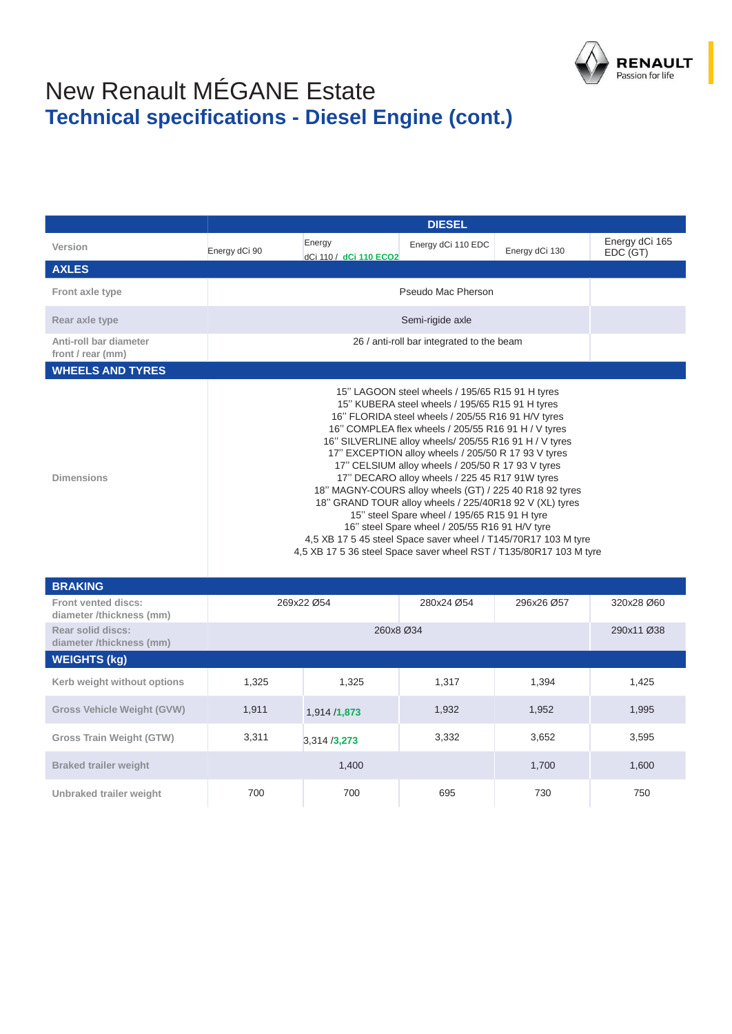# New Renault MÉGANE Estate

## Technical specifications - Diesel Engine (cont.)

| | DIESEL | | | | |
|---|---|---|---|---|---|
| Version | Energy dCi 90 | Energy dCi 110 / dCi 110 ECO2 | Energy dCi 110 EDC | Energy dCi 130 | Energy dCi 165 EDC (GT) |
| **AXLES** | | | | | |
| Front axle type | Pseudo Mac Pherson | | | | |
| Rear axle type | Semi-rigide axle | | | | |
| Anti-roll bar diameter front / rear (mm) | 26 / anti-roll bar integrated to the beam | | | | |
| **WHEELS AND TYRES** | | | | | |
| Dimensions | 15'' LAGOON steel wheels / 195/65 R15 91 H tyres<br>15'' KUBERA steel wheels / 195/65 R15 91 H tyres<br>16'' FLORIDA steel wheels / 205/55 R16 91 H/V tyres<br>16'' COMPLEA flex wheels / 205/55 R16 91 H / V tyres<br>16'' SILVERLINE alloy wheels/ 205/55 R16 91 H / V tyres<br>17'' EXCEPTION alloy wheels / 205/50 R 17 93 V tyres<br>17'' CELSIUM alloy wheels / 205/50 R 17 93 V tyres<br>17'' DECARO alloy wheels / 225 45 R17 91W tyres<br>18'' MAGNY-COURS alloy wheels (GT) / 225 40 R18 92 tyres<br>18'' GRAND TOUR alloy wheels / 225/40R18 92 V (XL) tyres<br>15'' steel Spare wheel / 195/65 R15 91 H tyre<br>16'' steel Spare wheel / 205/55 R16 91 H/V tyre<br>4,5 XB 17 5 45 steel Space saver wheel / T145/70R17 103 M tyre<br>4,5 XB 17 5 36 steel Space saver wheel RST / T135/80R17 103 M tyre | | | | |
| **BRAKING** | | | | | |
| Front vented discs: diameter /thickness (mm) | 269x22 Ø54 | | 280x24 Ø54 | 296x26 Ø57 | 320x28 Ø60 |
| Rear solid discs: diameter /thickness (mm) | 260x8 Ø34 | | | | 290x11 Ø38 |
| **WEIGHTS (kg)** | | | | | |
| Kerb weight without options | 1,325 | 1,325 | 1,317 | 1,394 | 1,425 |
| Gross Vehicle Weight (GVW) | 1,911 | 1,914 /1,873 | 1,932 | 1,952 | 1,995 |
| Gross Train Weight (GTW) | 3,311 | 3,314 /3,273 | 3,332 | 3,652 | 3,595 |
| Braked trailer weight | 1,400 | | | 1,700 | 1,600 |
| Unbraked trailer weight | 700 | 700 | 695 | 730 | 750 |